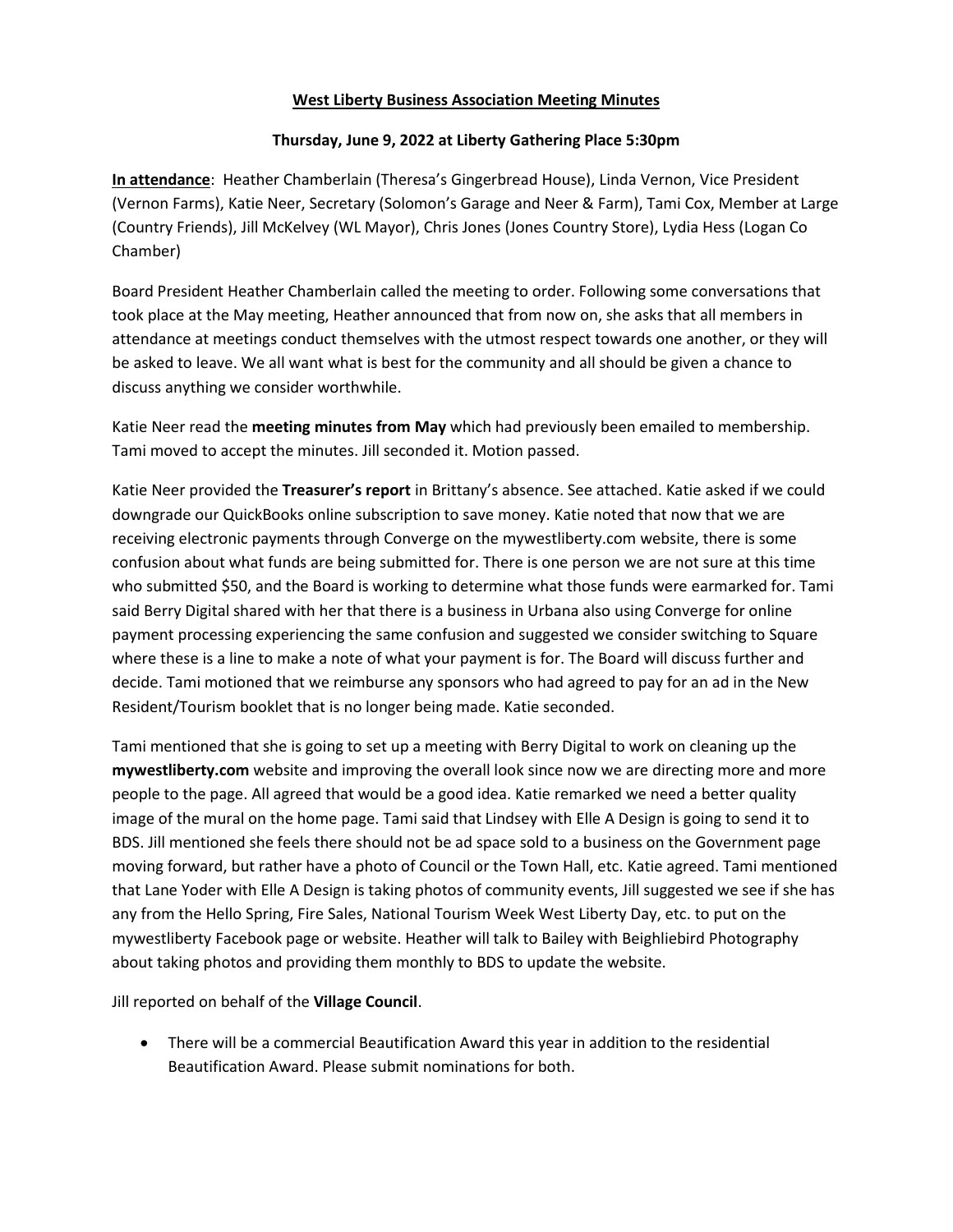**West Liberty Business Association Meeting Minutes**

**Thursday, June 9, 2022 at Liberty Gathering Place 5:30pm**

**In attendance**: Heather Chamberlain (Theresa's Gingerbread House), Linda Vernon, Vice President (Vernon Farms), Katie Neer, Secretary (Solomon's Garage and Neer & Farm), Tami Cox, Member at Large (Country Friends), Jill McKelvey (WL Mayor), Chris Jones (Jones Country Store), Lydia Hess (Logan Co Chamber)

Board President Heather Chamberlain called the meeting to order. Following some conversations that took place at the May meeting, Heather announced that from now on, she asks that all members in attendance at meetings conduct themselves with the utmost respect towards one another, or they will be asked to leave. We all want what is best for the community and all should be given a chance to discuss anything we consider worthwhile.

Katie Neer read the **meeting minutes from May** which had previously been emailed to membership. Tami moved to accept the minutes. Jill seconded it. Motion passed.

Katie Neer provided the **Treasurer's report** in Brittany's absence. See attached. Katie asked if we could downgrade our QuickBooks online subscription to save money. Katie noted that now that we are receiving electronic payments through Converge on the mywestliberty.com website, there is some confusion about what funds are being submitted for. There is one person we are not sure at this time who submitted $50, and the Board is working to determine what those funds were earmarked for. Tami said Berry Digital shared with her that there is a business in Urbana also using Converge for online payment processing experiencing the same confusion and suggested we consider switching to Square where these is a line to make a note of what your payment is for. The Board will discuss further and decide. Tami motioned that we reimburse any sponsors who had agreed to pay for an ad in the New Resident/Tourism booklet that is no longer being made. Katie seconded.

Tami mentioned that she is going to set up a meeting with Berry Digital to work on cleaning up the **mywestliberty.com** website and improving the overall look since now we are directing more and more people to the page. All agreed that would be a good idea. Katie remarked we need a better quality image of the mural on the home page. Tami said that Lindsey with Elle A Design is going to send it to BDS. Jill mentioned she feels there should not be ad space sold to a business on the Government page moving forward, but rather have a photo of Council or the Town Hall, etc. Katie agreed. Tami mentioned that Lane Yoder with Elle A Design is taking photos of community events, Jill suggested we see if she has any from the Hello Spring, Fire Sales, National Tourism Week West Liberty Day, etc. to put on the mywestliberty Facebook page or website. Heather will talk to Bailey with Beighliebird Photography about taking photos and providing them monthly to BDS to update the website.

Jill reported on behalf of the **Village Council**.

- There will be a commercial Beautification Award this year in addition to the residential Beautification Award. Please submit nominations for both.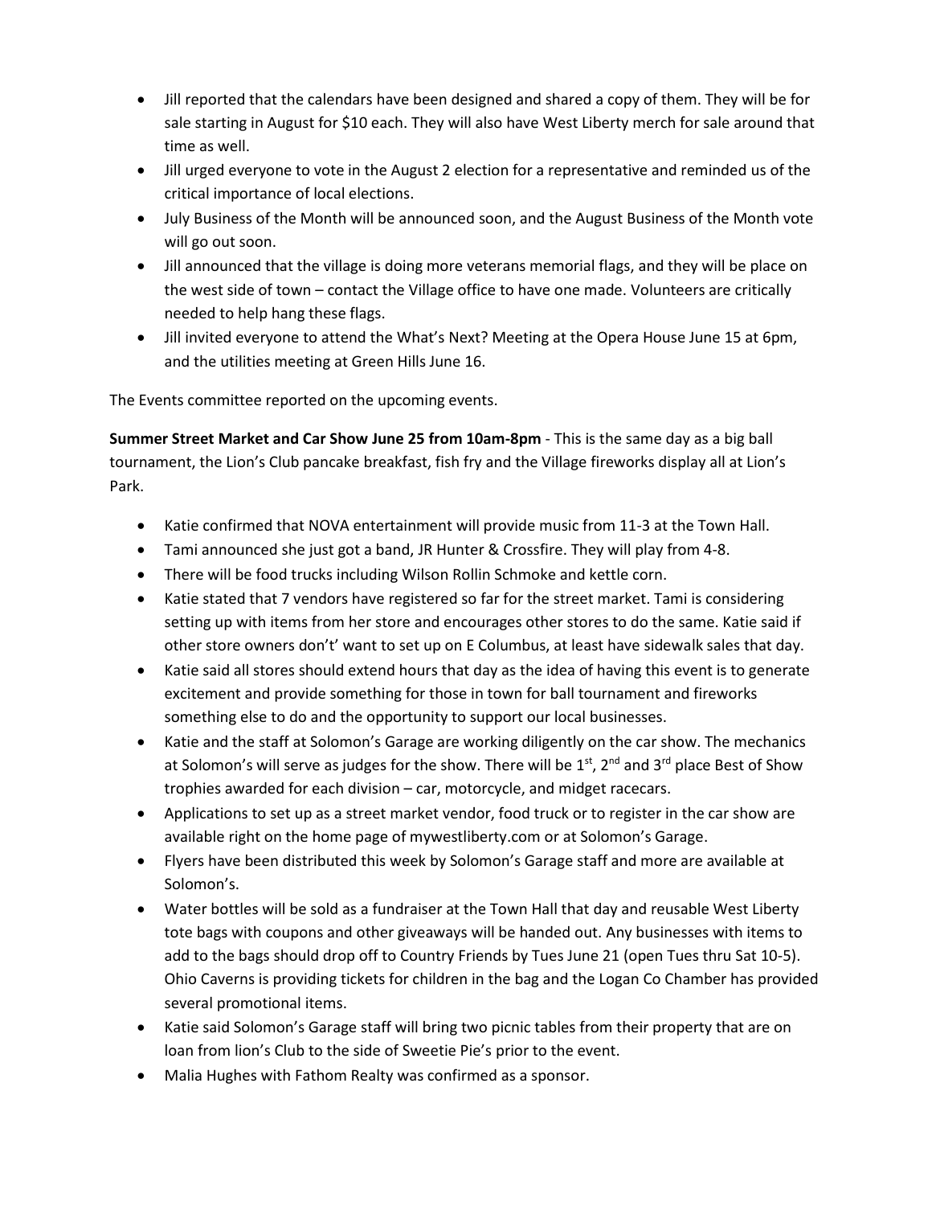- Jill reported that the calendars have been designed and shared a copy of them. They will be for sale starting in August for $10 each. They will also have West Liberty merch for sale around that time as well.
- Jill urged everyone to vote in the August 2 election for a representative and reminded us of the critical importance of local elections.
- July Business of the Month will be announced soon, and the August Business of the Month vote will go out soon.
- Jill announced that the village is doing more veterans memorial flags, and they will be place on the west side of town – contact the Village office to have one made. Volunteers are critically needed to help hang these flags.
- Jill invited everyone to attend the What's Next? Meeting at the Opera House June 15 at 6pm, and the utilities meeting at Green Hills June 16.

The Events committee reported on the upcoming events.

**Summer Street Market and Car Show June 25 from 10am-8pm** - This is the same day as a big ball tournament, the Lion's Club pancake breakfast, fish fry and the Village fireworks display all at Lion's Park.

- Katie confirmed that NOVA entertainment will provide music from 11-3 at the Town Hall.
- Tami announced she just got a band, JR Hunter & Crossfire. They will play from 4-8.
- There will be food trucks including Wilson Rollin Schmoke and kettle corn.
- Katie stated that 7 vendors have registered so far for the street market. Tami is considering setting up with items from her store and encourages other stores to do the same. Katie said if other store owners don't' want to set up on E Columbus, at least have sidewalk sales that day.
- Katie said all stores should extend hours that day as the idea of having this event is to generate excitement and provide something for those in town for ball tournament and fireworks something else to do and the opportunity to support our local businesses.
- Katie and the staff at Solomon's Garage are working diligently on the car show. The mechanics at Solomon's will serve as judges for the show. There will be 1st, 2nd and 3rd place Best of Show trophies awarded for each division – car, motorcycle, and midget racecars.
- Applications to set up as a street market vendor, food truck or to register in the car show are available right on the home page of mywestliberty.com or at Solomon's Garage.
- Flyers have been distributed this week by Solomon's Garage staff and more are available at Solomon's.
- Water bottles will be sold as a fundraiser at the Town Hall that day and reusable West Liberty tote bags with coupons and other giveaways will be handed out. Any businesses with items to add to the bags should drop off to Country Friends by Tues June 21 (open Tues thru Sat 10-5). Ohio Caverns is providing tickets for children in the bag and the Logan Co Chamber has provided several promotional items.
- Katie said Solomon's Garage staff will bring two picnic tables from their property that are on loan from lion's Club to the side of Sweetie Pie's prior to the event.
- Malia Hughes with Fathom Realty was confirmed as a sponsor.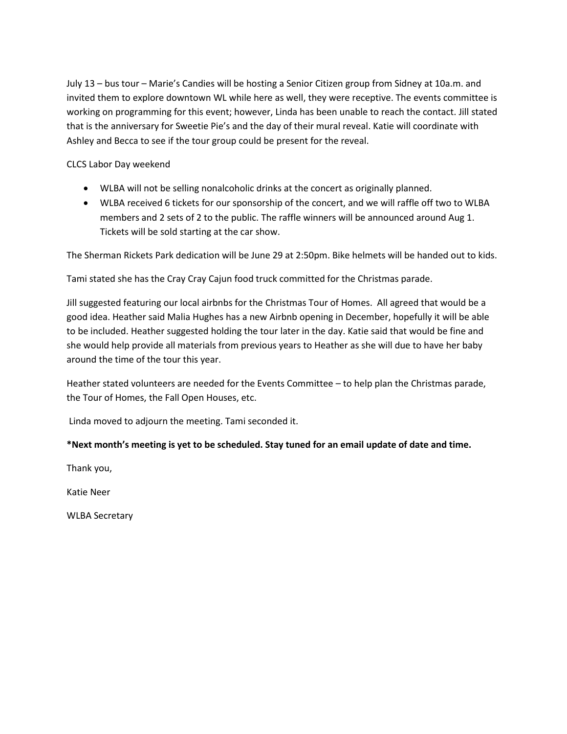July 13 – bus tour – Marie's Candies will be hosting a Senior Citizen group from Sidney at 10a.m. and invited them to explore downtown WL while here as well, they were receptive. The events committee is working on programming for this event; however, Linda has been unable to reach the contact. Jill stated that is the anniversary for Sweetie Pie's and the day of their mural reveal. Katie will coordinate with Ashley and Becca to see if the tour group could be present for the reveal.

CLCS Labor Day weekend

- WLBA will not be selling nonalcoholic drinks at the concert as originally planned.
- WLBA received 6 tickets for our sponsorship of the concert, and we will raffle off two to WLBA members and 2 sets of 2 to the public. The raffle winners will be announced around Aug 1. Tickets will be sold starting at the car show.

The Sherman Rickets Park dedication will be June 29 at 2:50pm. Bike helmets will be handed out to kids.

Tami stated she has the Cray Cray Cajun food truck committed for the Christmas parade.

Jill suggested featuring our local airbnbs for the Christmas Tour of Homes. All agreed that would be a good idea. Heather said Malia Hughes has a new Airbnb opening in December, hopefully it will be able to be included. Heather suggested holding the tour later in the day. Katie said that would be fine and she would help provide all materials from previous years to Heather as she will due to have her baby around the time of the tour this year.

Heather stated volunteers are needed for the Events Committee – to help plan the Christmas parade, the Tour of Homes, the Fall Open Houses, etc.

Linda moved to adjourn the meeting. Tami seconded it.

**\*Next month's meeting is yet to be scheduled. Stay tuned for an email update of date and time.**

Thank you,

Katie Neer

WLBA Secretary